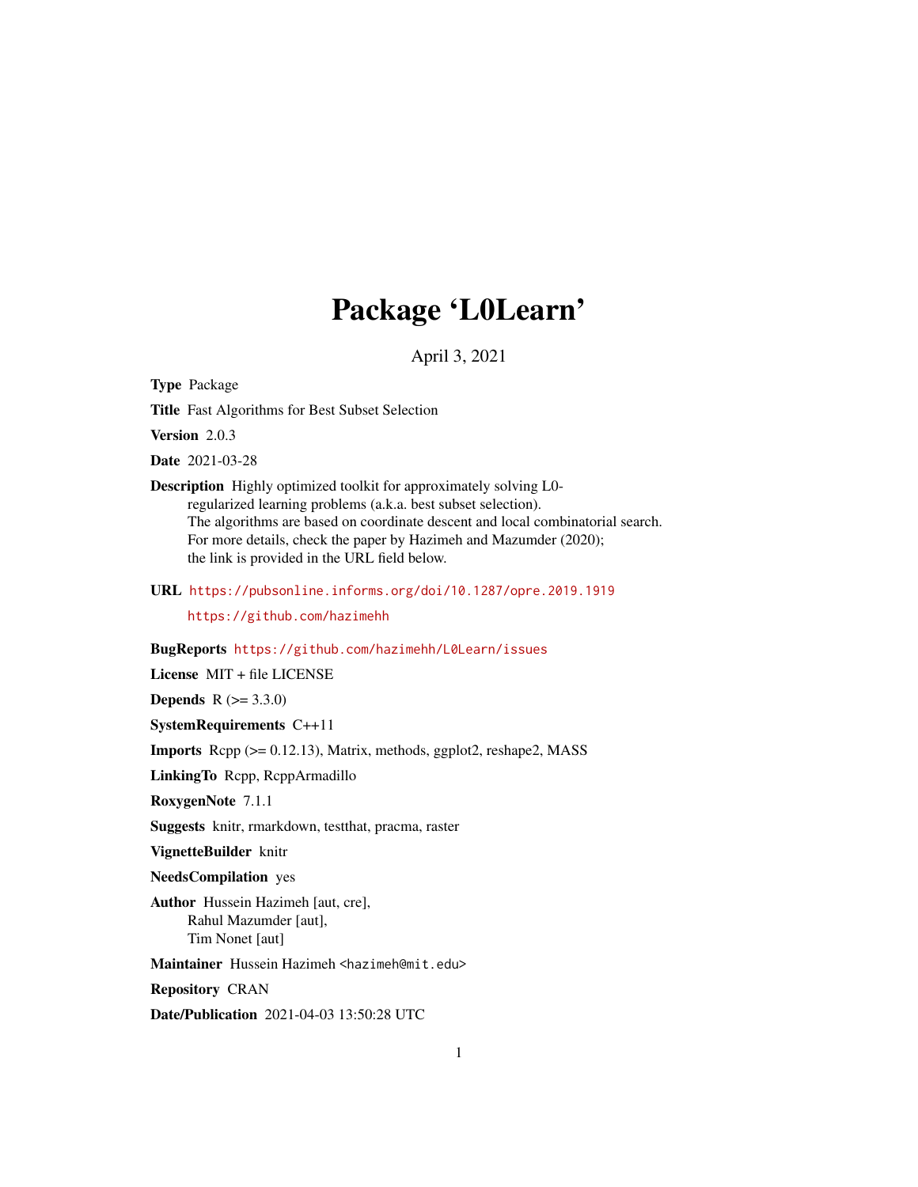# Package 'L0Learn'

April 3, 2021

**Type** Package

**Title** Fast Algorithms for Best Subset Selection

**Version** 2.0.3

**Date** 2021-03-28

**Description** Highly optimized toolkit for approximately solving L0-regularized learning problems (a.k.a. best subset selection). The algorithms are based on coordinate descent and local combinatorial search. For more details, check the paper by Hazimeh and Mazumder (2020); the link is provided in the URL field below.

**URL** https://pubsonline.informs.org/doi/10.1287/opre.2019.1919
https://github.com/hazimehh

**BugReports** https://github.com/hazimehh/L0Learn/issues

**License** MIT + file LICENSE

**Depends** R (>= 3.3.0)

**SystemRequirements** C++11

**Imports** Rcpp (>= 0.12.13), Matrix, methods, ggplot2, reshape2, MASS

**LinkingTo** Rcpp, RcppArmadillo

**RoxygenNote** 7.1.1

**Suggests** knitr, rmarkdown, testthat, pracma, raster

**VignetteBuilder** knitr

**NeedsCompilation** yes

**Author** Hussein Hazimeh [aut, cre],
Rahul Mazumder [aut],
Tim Nonet [aut]

**Maintainer** Hussein Hazimeh <hazimeh@mit.edu>

**Repository** CRAN

**Date/Publication** 2021-04-03 13:50:28 UTC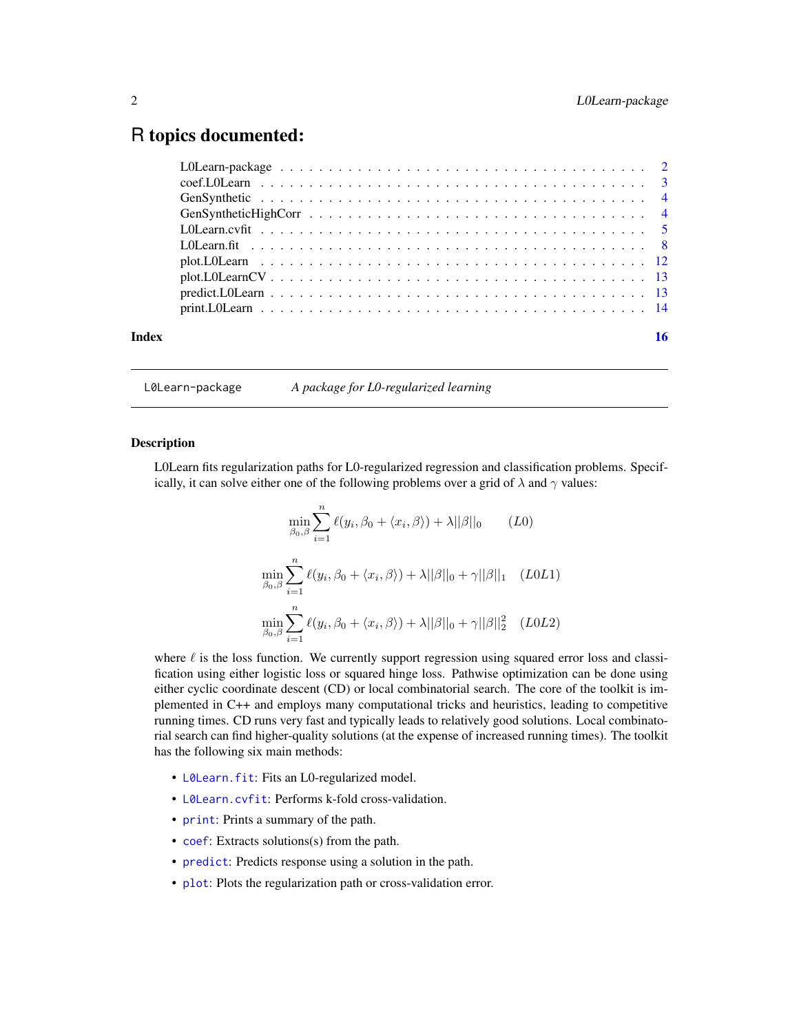# R topics documented:

| | |
|---|---|
| L0Learn-package | 2 |
| coef.L0Learn | 3 |
| GenSynthetic | 4 |
| GenSyntheticHighCorr | 4 |
| L0Learn.cvfit | 5 |
| L0Learn.fit | 8 |
| plot.L0Learn | 12 |
| plot.L0LearnCV | 13 |
| predict.L0Learn | 13 |
| print.L0Learn | 14 |
| **Index** | **16** |

---

`L0Learn-package` *A package for L0-regularized learning*

---

## Description

L0Learn fits regularization paths for L0-regularized regression and classification problems. Specifically, it can solve either one of the following problems over a grid of $\lambda$ and $\gamma$ values:

$$\min_{\beta_0,\beta} \sum_{i=1}^{n} \ell(y_i, \beta_0 + \langle x_i, \beta \rangle) + \lambda ||\beta||_0 \qquad (L0)$$

$$\min_{\beta_0,\beta} \sum_{i=1}^{n} \ell(y_i, \beta_0 + \langle x_i, \beta \rangle) + \lambda ||\beta||_0 + \gamma ||\beta||_1 \quad (L0L1)$$

$$\min_{\beta_0,\beta} \sum_{i=1}^{n} \ell(y_i, \beta_0 + \langle x_i, \beta \rangle) + \lambda ||\beta||_0 + \gamma ||\beta||_2^2 \quad (L0L2)$$

where $\ell$ is the loss function. We currently support regression using squared error loss and classification using either logistic loss or squared hinge loss. Pathwise optimization can be done using either cyclic coordinate descent (CD) or local combinatorial search. The core of the toolkit is implemented in C++ and employs many computational tricks and heuristics, leading to competitive running times. CD runs very fast and typically leads to relatively good solutions. Local combinatorial search can find higher-quality solutions (at the expense of increased running times). The toolkit has the following six main methods:

- `L0Learn.fit`: Fits an L0-regularized model.
- `L0Learn.cvfit`: Performs k-fold cross-validation.
- `print`: Prints a summary of the path.
- `coef`: Extracts solutions(s) from the path.
- `predict`: Predicts response using a solution in the path.
- `plot`: Plots the regularization path or cross-validation error.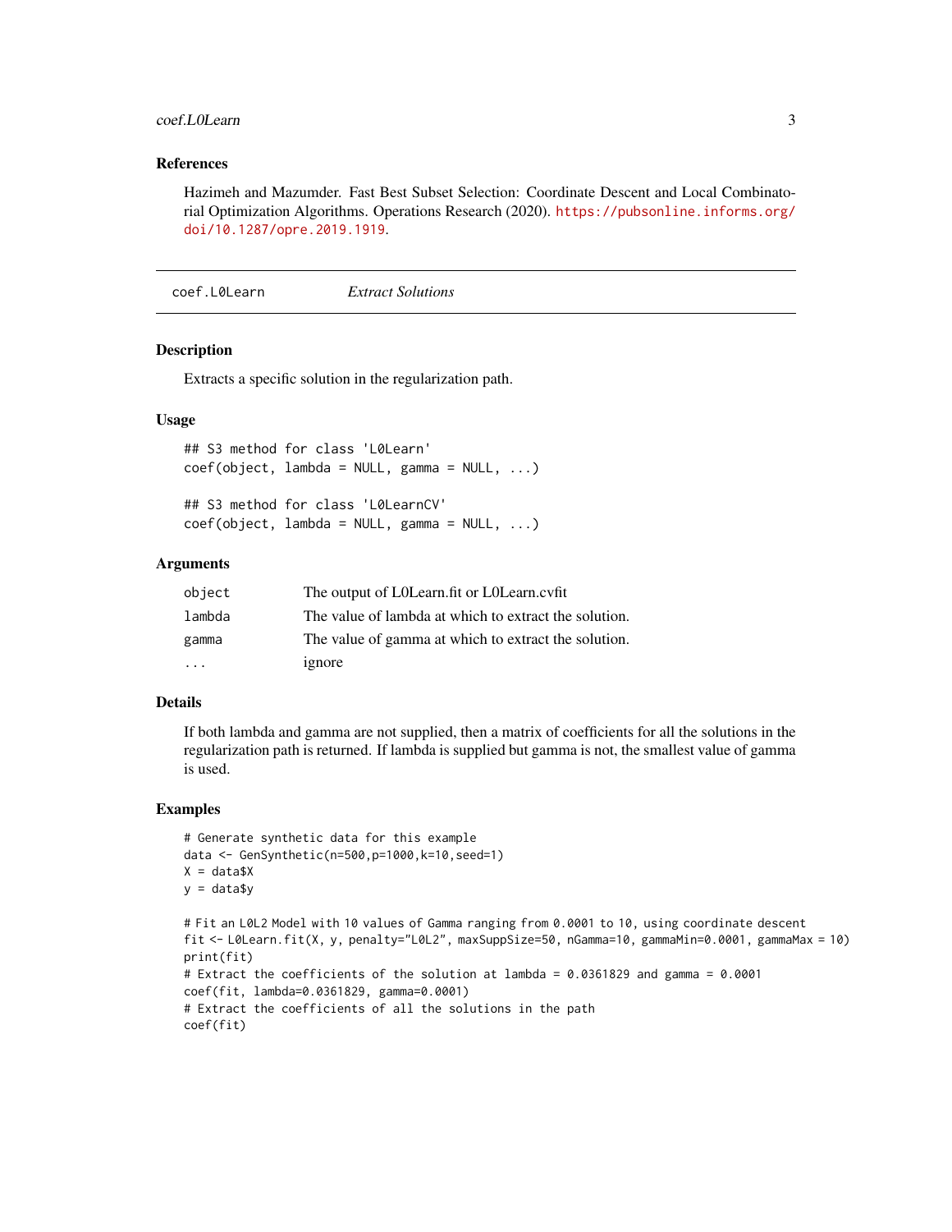### References

Hazimeh and Mazumder. Fast Best Subset Selection: Coordinate Descent and Local Combinatorial Optimization Algorithms. Operations Research (2020). https://pubsonline.informs.org/doi/10.1287/opre.2019.1919.

---

## coef.L0Learn *Extract Solutions*

---

### Description

Extracts a specific solution in the regularization path.

### Usage

```
## S3 method for class 'L0Learn'
coef(object, lambda = NULL, gamma = NULL, ...)

## S3 method for class 'L0LearnCV'
coef(object, lambda = NULL, gamma = NULL, ...)
```

### Arguments

| | |
|---|---|
| `object` | The output of L0Learn.fit or L0Learn.cvfit |
| `lambda` | The value of lambda at which to extract the solution. |
| `gamma` | The value of gamma at which to extract the solution. |
| `...` | ignore |

### Details

If both lambda and gamma are not supplied, then a matrix of coefficients for all the solutions in the regularization path is returned. If lambda is supplied but gamma is not, the smallest value of gamma is used.

### Examples

```
# Generate synthetic data for this example
data <- GenSynthetic(n=500,p=1000,k=10,seed=1)
X = data$X
y = data$y

# Fit an L0L2 Model with 10 values of Gamma ranging from 0.0001 to 10, using coordinate descent
fit <- L0Learn.fit(X, y, penalty="L0L2", maxSuppSize=50, nGamma=10, gammaMin=0.0001, gammaMax = 10)
print(fit)
# Extract the coefficients of the solution at lambda = 0.0361829 and gamma = 0.0001
coef(fit, lambda=0.0361829, gamma=0.0001)
# Extract the coefficients of all the solutions in the path
coef(fit)
```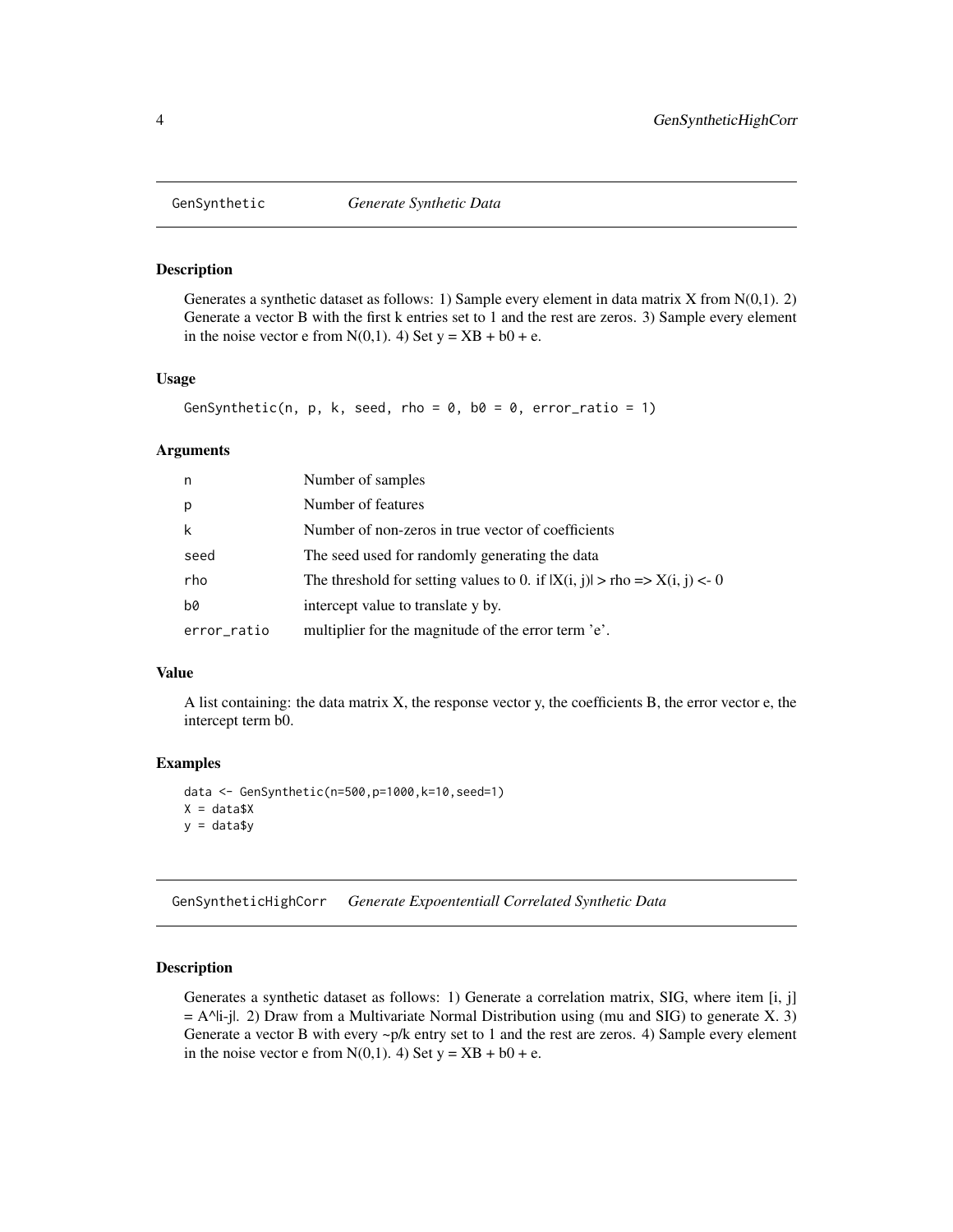## GenSynthetic *Generate Synthetic Data*

### Description

Generates a synthetic dataset as follows: 1) Sample every element in data matrix X from N(0,1). 2) Generate a vector B with the first k entries set to 1 and the rest are zeros. 3) Sample every element in the noise vector e from N(0,1). 4) Set y = XB + b0 + e.

### Usage

```
GenSynthetic(n, p, k, seed, rho = 0, b0 = 0, error_ratio = 1)
```

### Arguments

| | |
|---|---|
| n | Number of samples |
| p | Number of features |
| k | Number of non-zeros in true vector of coefficients |
| seed | The seed used for randomly generating the data |
| rho | The threshold for setting values to 0. if \|X(i, j)\| > rho => X(i, j) <- 0 |
| b0 | intercept value to translate y by. |
| error_ratio | multiplier for the magnitude of the error term 'e'. |

### Value

A list containing: the data matrix X, the response vector y, the coefficients B, the error vector e, the intercept term b0.

### Examples

```
data <- GenSynthetic(n=500,p=1000,k=10,seed=1)
X = data$X
y = data$y
```

## GenSyntheticHighCorr *Generate Expoententiall Correlated Synthetic Data*

### Description

Generates a synthetic dataset as follows: 1) Generate a correlation matrix, SIG, where item [i, j] = A^|i-j|. 2) Draw from a Multivariate Normal Distribution using (mu and SIG) to generate X. 3) Generate a vector B with every ~p/k entry set to 1 and the rest are zeros. 4) Sample every element in the noise vector e from N(0,1). 4) Set y = XB + b0 + e.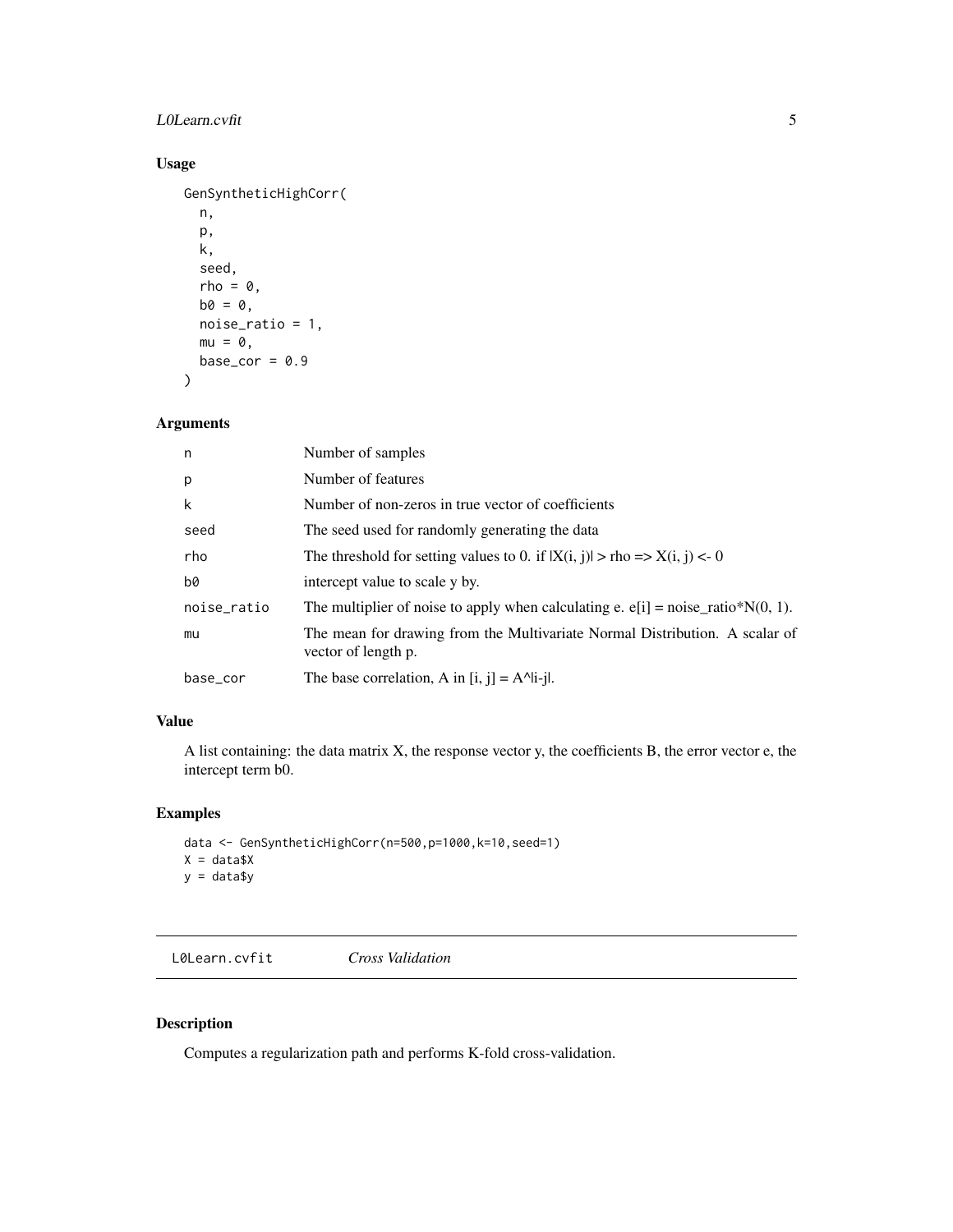## Usage

```
GenSyntheticHighCorr(
  n,
  p,
  k,
  seed,
  rho = 0,
  b0 = 0,
  noise_ratio = 1,
  mu = 0,
  base_cor = 0.9
)
```

## Arguments

| | |
|---|---|
| n | Number of samples |
| p | Number of features |
| k | Number of non-zeros in true vector of coefficients |
| seed | The seed used for randomly generating the data |
| rho | The threshold for setting values to 0. if \|X(i, j)\| > rho => X(i, j) <- 0 |
| b0 | intercept value to scale y by. |
| noise_ratio | The multiplier of noise to apply when calculating e. e[i] = noise_ratio*N(0, 1). |
| mu | The mean for drawing from the Multivariate Normal Distribution. A scalar of vector of length p. |
| base_cor | The base correlation, A in [i, j] = A^\|i-j\|. |

## Value

A list containing: the data matrix X, the response vector y, the coefficients B, the error vector e, the intercept term b0.

## Examples

```
data <- GenSyntheticHighCorr(n=500,p=1000,k=10,seed=1)
X = data$X
y = data$y
```

---

# L0Learn.cvfit *Cross Validation*

## Description

Computes a regularization path and performs K-fold cross-validation.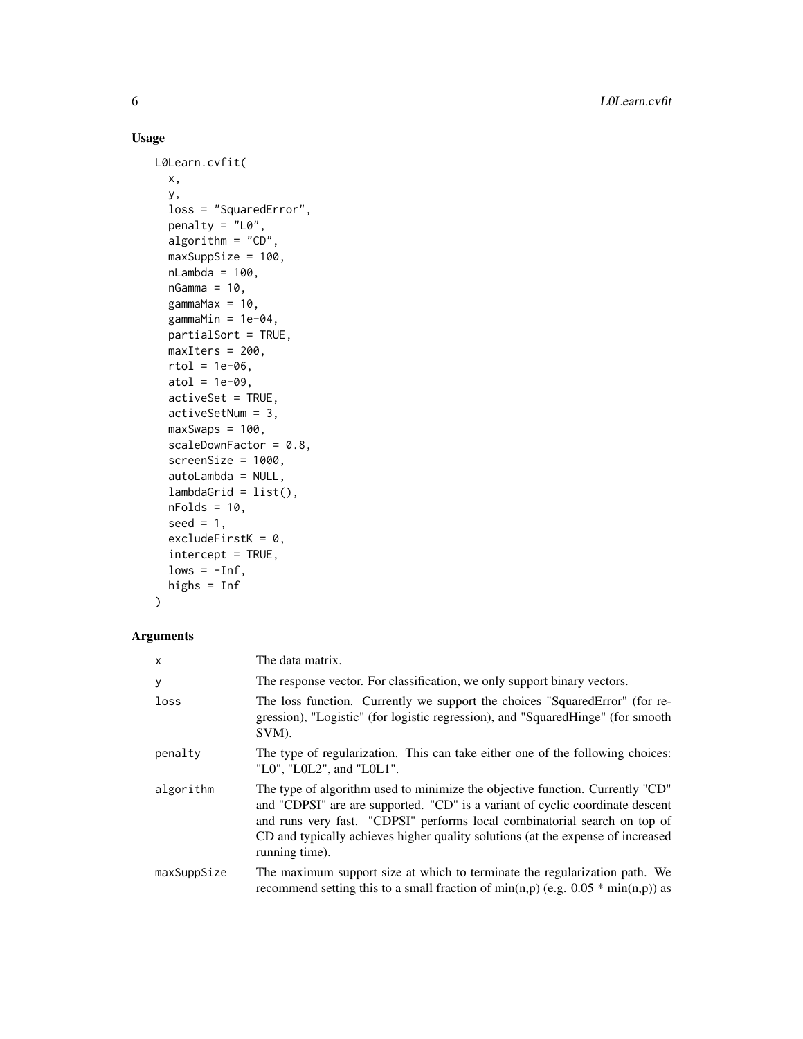## Usage

```
L0Learn.cvfit(
  x,
  y,
  loss = "SquaredError",
  penalty = "L0",
  algorithm = "CD",
  maxSuppSize = 100,
  nLambda = 100,
  nGamma = 10,
  gammaMax = 10,
  gammaMin = 1e-04,
  partialSort = TRUE,
  maxIters = 200,
  rtol = 1e-06,
  atol = 1e-09,
  activeSet = TRUE,
  activeSetNum = 3,
  maxSwaps = 100,
  scaleDownFactor = 0.8,
  screenSize = 1000,
  autoLambda = NULL,
  lambdaGrid = list(),
  nFolds = 10,
  seed = 1,
  excludeFirstK = 0,
  intercept = TRUE,
  lows = -Inf,
  highs = Inf
)
```

## Arguments

| | |
|---|---|
| x | The data matrix. |
| y | The response vector. For classification, we only support binary vectors. |
| loss | The loss function. Currently we support the choices "SquaredError" (for regression), "Logistic" (for logistic regression), and "SquaredHinge" (for smooth SVM). |
| penalty | The type of regularization. This can take either one of the following choices: "L0", "L0L2", and "L0L1". |
| algorithm | The type of algorithm used to minimize the objective function. Currently "CD" and "CDPSI" are are supported. "CD" is a variant of cyclic coordinate descent and runs very fast. "CDPSI" performs local combinatorial search on top of CD and typically achieves higher quality solutions (at the expense of increased running time). |
| maxSuppSize | The maximum support size at which to terminate the regularization path. We recommend setting this to a small fraction of min(n,p) (e.g. 0.05 * min(n,p)) as |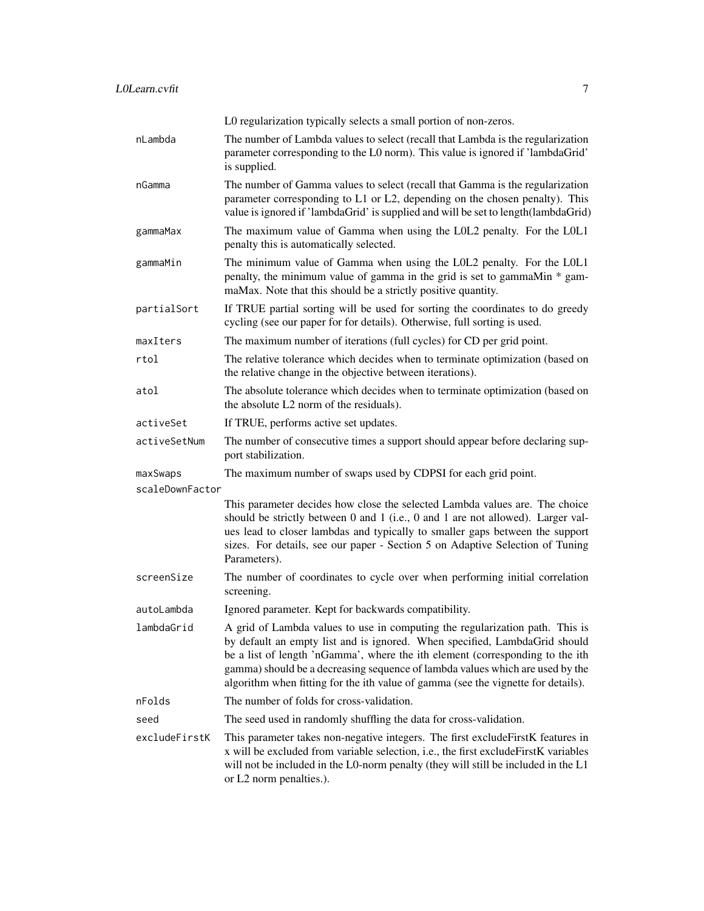L0 regularization typically selects a small portion of non-zeros.

| | |
|---|---|
| `nLambda` | The number of Lambda values to select (recall that Lambda is the regularization parameter corresponding to the L0 norm). This value is ignored if 'lambdaGrid' is supplied. |
| `nGamma` | The number of Gamma values to select (recall that Gamma is the regularization parameter corresponding to L1 or L2, depending on the chosen penalty). This value is ignored if 'lambdaGrid' is supplied and will be set to length(lambdaGrid) |
| `gammaMax` | The maximum value of Gamma when using the L0L2 penalty. For the L0L1 penalty this is automatically selected. |
| `gammaMin` | The minimum value of Gamma when using the L0L2 penalty. For the L0L1 penalty, the minimum value of gamma in the grid is set to gammaMin * gammaMax. Note that this should be a strictly positive quantity. |
| `partialSort` | If TRUE partial sorting will be used for sorting the coordinates to do greedy cycling (see our paper for for details). Otherwise, full sorting is used. |
| `maxIters` | The maximum number of iterations (full cycles) for CD per grid point. |
| `rtol` | The relative tolerance which decides when to terminate optimization (based on the relative change in the objective between iterations). |
| `atol` | The absolute tolerance which decides when to terminate optimization (based on the absolute L2 norm of the residuals). |
| `activeSet` | If TRUE, performs active set updates. |
| `activeSetNum` | The number of consecutive times a support should appear before declaring support stabilization. |
| `maxSwaps` | The maximum number of swaps used by CDPSI for each grid point. |
| `scaleDownFactor` | This parameter decides how close the selected Lambda values are. The choice should be strictly between 0 and 1 (i.e., 0 and 1 are not allowed). Larger values lead to closer lambdas and typically to smaller gaps between the support sizes. For details, see our paper - Section 5 on Adaptive Selection of Tuning Parameters). |
| `screenSize` | The number of coordinates to cycle over when performing initial correlation screening. |
| `autoLambda` | Ignored parameter. Kept for backwards compatibility. |
| `lambdaGrid` | A grid of Lambda values to use in computing the regularization path. This is by default an empty list and is ignored. When specified, LambdaGrid should be a list of length 'nGamma', where the ith element (corresponding to the ith gamma) should be a decreasing sequence of lambda values which are used by the algorithm when fitting for the ith value of gamma (see the vignette for details). |
| `nFolds` | The number of folds for cross-validation. |
| `seed` | The seed used in randomly shuffling the data for cross-validation. |
| `excludeFirstK` | This parameter takes non-negative integers. The first excludeFirstK features in x will be excluded from variable selection, i.e., the first excludeFirstK variables will not be included in the L0-norm penalty (they will still be included in the L1 or L2 norm penalties.). |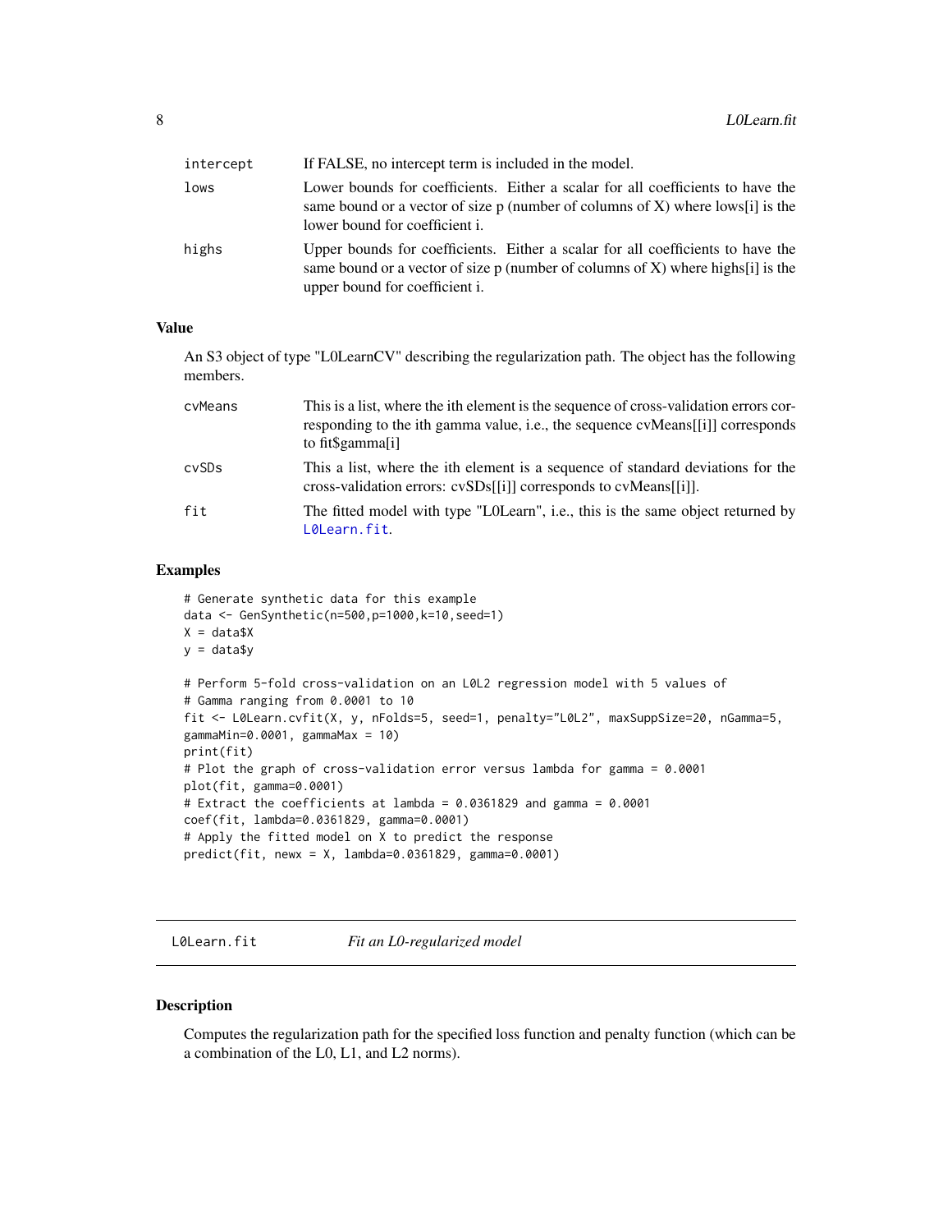| | |
|---|---|
| intercept | If FALSE, no intercept term is included in the model. |
| lows | Lower bounds for coefficients. Either a scalar for all coefficients to have the same bound or a vector of size p (number of columns of X) where lows[i] is the lower bound for coefficient i. |
| highs | Upper bounds for coefficients. Either a scalar for all coefficients to have the same bound or a vector of size p (number of columns of X) where highs[i] is the upper bound for coefficient i. |

### Value

An S3 object of type "L0LearnCV" describing the regularization path. The object has the following members.

| | |
|---|---|
| cvMeans | This is a list, where the ith element is the sequence of cross-validation errors corresponding to the ith gamma value, i.e., the sequence cvMeans[[i]] corresponds to fit$gamma[i] |
| cvSDs | This a list, where the ith element is a sequence of standard deviations for the cross-validation errors: cvSDs[[i]] corresponds to cvMeans[[i]]. |
| fit | The fitted model with type "L0Learn", i.e., this is the same object returned by L0Learn.fit. |

### Examples

```
# Generate synthetic data for this example
data <- GenSynthetic(n=500,p=1000,k=10,seed=1)
X = data$X
y = data$y

# Perform 5-fold cross-validation on an L0L2 regression model with 5 values of
# Gamma ranging from 0.0001 to 10
fit <- L0Learn.cvfit(X, y, nFolds=5, seed=1, penalty="L0L2", maxSuppSize=20, nGamma=5,
gammaMin=0.0001, gammaMax = 10)
print(fit)
# Plot the graph of cross-validation error versus lambda for gamma = 0.0001
plot(fit, gamma=0.0001)
# Extract the coefficients at lambda = 0.0361829 and gamma = 0.0001
coef(fit, lambda=0.0361829, gamma=0.0001)
# Apply the fitted model on X to predict the response
predict(fit, newx = X, lambda=0.0361829, gamma=0.0001)
```

## L0Learn.fit *Fit an L0-regularized model*

### Description

Computes the regularization path for the specified loss function and penalty function (which can be a combination of the L0, L1, and L2 norms).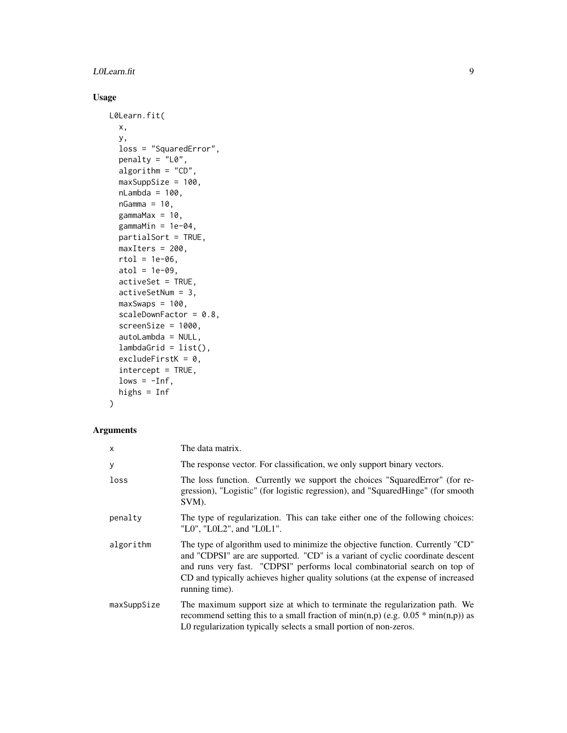## Usage

```
L0Learn.fit(
  x,
  y,
  loss = "SquaredError",
  penalty = "L0",
  algorithm = "CD",
  maxSuppSize = 100,
  nLambda = 100,
  nGamma = 10,
  gammaMax = 10,
  gammaMin = 1e-04,
  partialSort = TRUE,
  maxIters = 200,
  rtol = 1e-06,
  atol = 1e-09,
  activeSet = TRUE,
  activeSetNum = 3,
  maxSwaps = 100,
  scaleDownFactor = 0.8,
  screenSize = 1000,
  autoLambda = NULL,
  lambdaGrid = list(),
  excludeFirstK = 0,
  intercept = TRUE,
  lows = -Inf,
  highs = Inf
)
```

## Arguments

| | |
|---|---|
| `x` | The data matrix. |
| `y` | The response vector. For classification, we only support binary vectors. |
| `loss` | The loss function. Currently we support the choices "SquaredError" (for regression), "Logistic" (for logistic regression), and "SquaredHinge" (for smooth SVM). |
| `penalty` | The type of regularization. This can take either one of the following choices: "L0", "L0L2", and "L0L1". |
| `algorithm` | The type of algorithm used to minimize the objective function. Currently "CD" and "CDPSI" are are supported. "CD" is a variant of cyclic coordinate descent and runs very fast. "CDPSI" performs local combinatorial search on top of CD and typically achieves higher quality solutions (at the expense of increased running time). |
| `maxSuppSize` | The maximum support size at which to terminate the regularization path. We recommend setting this to a small fraction of min(n,p) (e.g. 0.05 * min(n,p)) as L0 regularization typically selects a small portion of non-zeros. |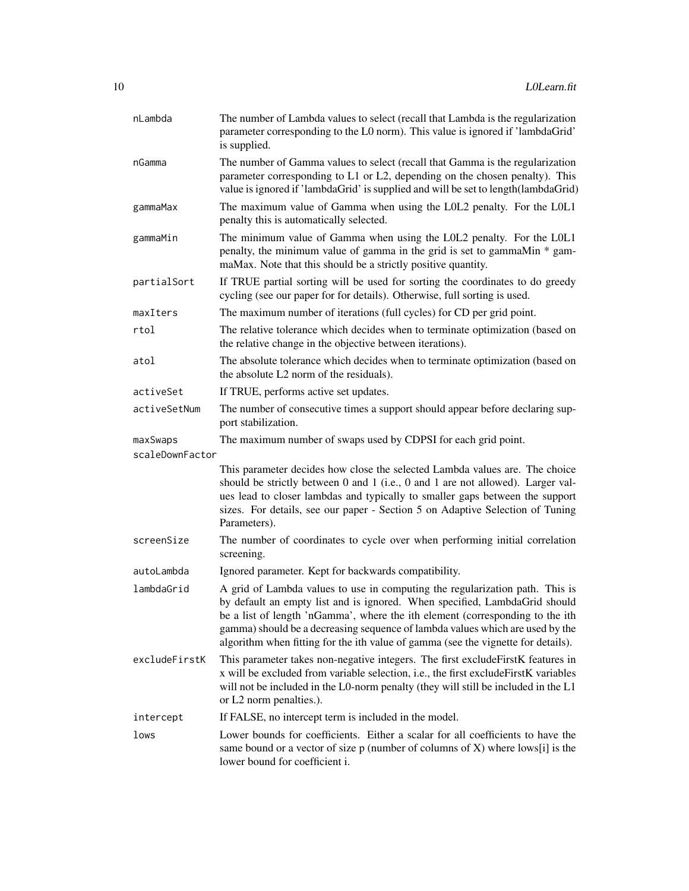| | |
|---|---|
| `nLambda` | The number of Lambda values to select (recall that Lambda is the regularization parameter corresponding to the L0 norm). This value is ignored if 'lambdaGrid' is supplied. |
| `nGamma` | The number of Gamma values to select (recall that Gamma is the regularization parameter corresponding to L1 or L2, depending on the chosen penalty). This value is ignored if 'lambdaGrid' is supplied and will be set to length(lambdaGrid) |
| `gammaMax` | The maximum value of Gamma when using the L0L2 penalty. For the L0L1 penalty this is automatically selected. |
| `gammaMin` | The minimum value of Gamma when using the L0L2 penalty. For the L0L1 penalty, the minimum value of gamma in the grid is set to gammaMin * gammaMax. Note that this should be a strictly positive quantity. |
| `partialSort` | If TRUE partial sorting will be used for sorting the coordinates to do greedy cycling (see our paper for for details). Otherwise, full sorting is used. |
| `maxIters` | The maximum number of iterations (full cycles) for CD per grid point. |
| `rtol` | The relative tolerance which decides when to terminate optimization (based on the relative change in the objective between iterations). |
| `atol` | The absolute tolerance which decides when to terminate optimization (based on the absolute L2 norm of the residuals). |
| `activeSet` | If TRUE, performs active set updates. |
| `activeSetNum` | The number of consecutive times a support should appear before declaring support stabilization. |
| `maxSwaps` | The maximum number of swaps used by CDPSI for each grid point. |
| `scaleDownFactor` | This parameter decides how close the selected Lambda values are. The choice should be strictly between 0 and 1 (i.e., 0 and 1 are not allowed). Larger values lead to closer lambdas and typically to smaller gaps between the support sizes. For details, see our paper - Section 5 on Adaptive Selection of Tuning Parameters). |
| `screenSize` | The number of coordinates to cycle over when performing initial correlation screening. |
| `autoLambda` | Ignored parameter. Kept for backwards compatibility. |
| `lambdaGrid` | A grid of Lambda values to use in computing the regularization path. This is by default an empty list and is ignored. When specified, LambdaGrid should be a list of length 'nGamma', where the ith element (corresponding to the ith gamma) should be a decreasing sequence of lambda values which are used by the algorithm when fitting for the ith value of gamma (see the vignette for details). |
| `excludeFirstK` | This parameter takes non-negative integers. The first excludeFirstK features in x will be excluded from variable selection, i.e., the first excludeFirstK variables will not be included in the L0-norm penalty (they will still be included in the L1 or L2 norm penalties.). |
| `intercept` | If FALSE, no intercept term is included in the model. |
| `lows` | Lower bounds for coefficients. Either a scalar for all coefficients to have the same bound or a vector of size p (number of columns of X) where lows[i] is the lower bound for coefficient i. |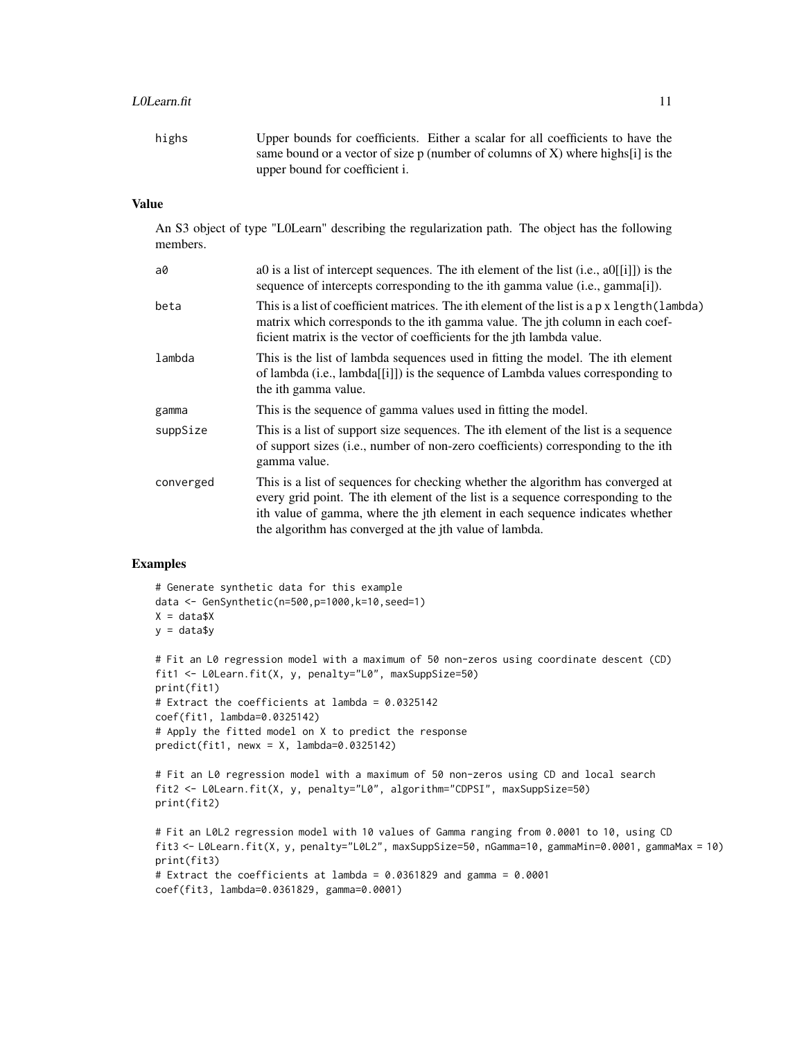highs
: Upper bounds for coefficients. Either a scalar for all coefficients to have the same bound or a vector of size p (number of columns of X) where highs[i] is the upper bound for coefficient i.

## Value

An S3 object of type "L0Learn" describing the regularization path. The object has the following members.

| | |
|---|---|
| a0 | a0 is a list of intercept sequences. The ith element of the list (i.e., a0[[i]]) is the sequence of intercepts corresponding to the ith gamma value (i.e., gamma[i]). |
| beta | This is a list of coefficient matrices. The ith element of the list is a p x `length(lambda)` matrix which corresponds to the ith gamma value. The jth column in each coefficient matrix is the vector of coefficients for the jth lambda value. |
| lambda | This is the list of lambda sequences used in fitting the model. The ith element of lambda (i.e., lambda[[i]]) is the sequence of Lambda values corresponding to the ith gamma value. |
| gamma | This is the sequence of gamma values used in fitting the model. |
| suppSize | This is a list of support size sequences. The ith element of the list is a sequence of support sizes (i.e., number of non-zero coefficients) corresponding to the ith gamma value. |
| converged | This is a list of sequences for checking whether the algorithm has converged at every grid point. The ith element of the list is a sequence corresponding to the ith value of gamma, where the jth element in each sequence indicates whether the algorithm has converged at the jth value of lambda. |

## Examples

```
# Generate synthetic data for this example
data <- GenSynthetic(n=500,p=1000,k=10,seed=1)
X = data$X
y = data$y

# Fit an L0 regression model with a maximum of 50 non-zeros using coordinate descent (CD)
fit1 <- L0Learn.fit(X, y, penalty="L0", maxSuppSize=50)
print(fit1)
# Extract the coefficients at lambda = 0.0325142
coef(fit1, lambda=0.0325142)
# Apply the fitted model on X to predict the response
predict(fit1, newx = X, lambda=0.0325142)

# Fit an L0 regression model with a maximum of 50 non-zeros using CD and local search
fit2 <- L0Learn.fit(X, y, penalty="L0", algorithm="CDPSI", maxSuppSize=50)
print(fit2)

# Fit an L0L2 regression model with 10 values of Gamma ranging from 0.0001 to 10, using CD
fit3 <- L0Learn.fit(X, y, penalty="L0L2", maxSuppSize=50, nGamma=10, gammaMin=0.0001, gammaMax = 10)
print(fit3)
# Extract the coefficients at lambda = 0.0361829 and gamma = 0.0001
coef(fit3, lambda=0.0361829, gamma=0.0001)
```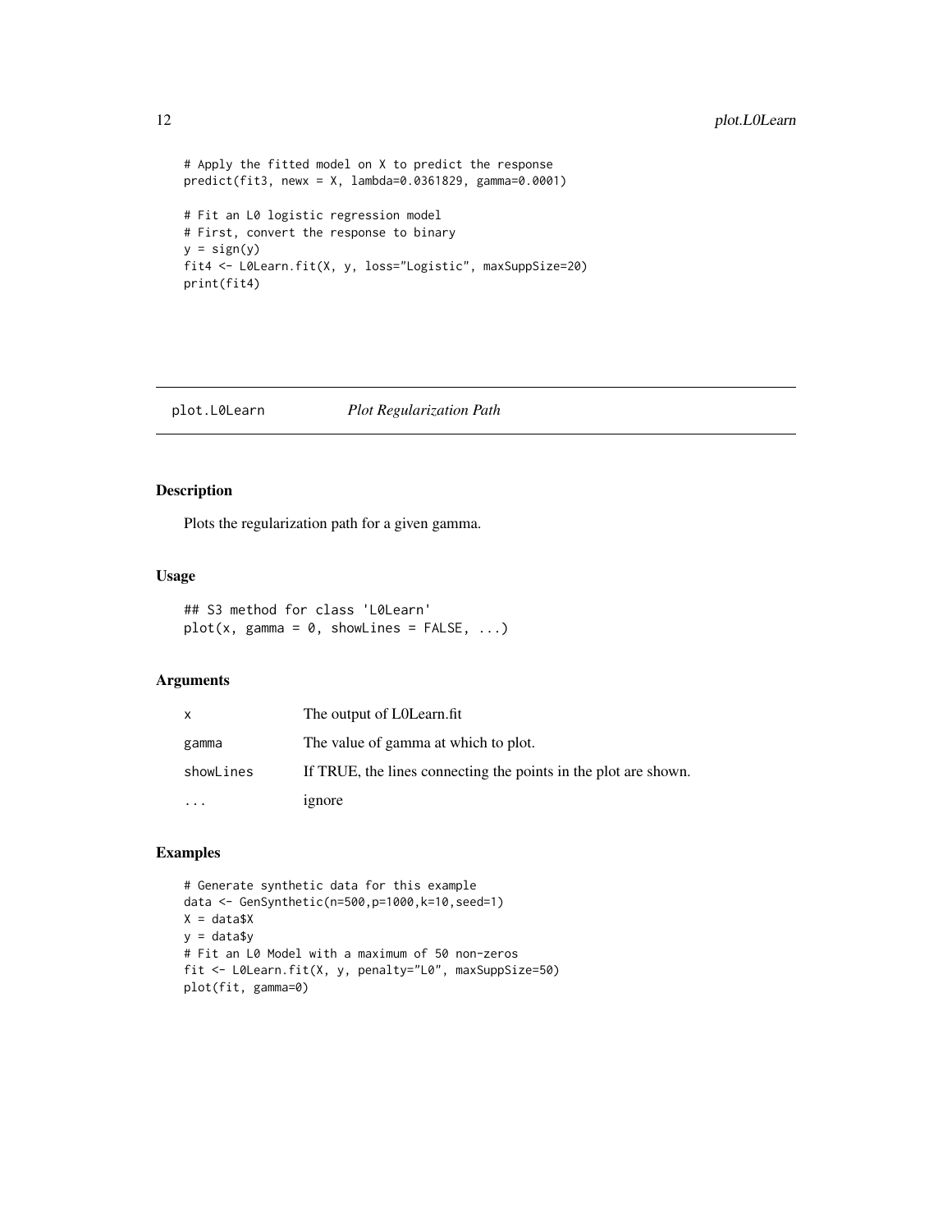```
# Apply the fitted model on X to predict the response
predict(fit3, newx = X, lambda=0.0361829, gamma=0.0001)

# Fit an L0 logistic regression model
# First, convert the response to binary
y = sign(y)
fit4 <- L0Learn.fit(X, y, loss="Logistic", maxSuppSize=20)
print(fit4)
```

---

## plot.L0Learn &nbsp;&nbsp;&nbsp;&nbsp; *Plot Regularization Path*

---

### Description

Plots the regularization path for a given gamma.

### Usage

```
## S3 method for class 'L0Learn'
plot(x, gamma = 0, showLines = FALSE, ...)
```

### Arguments

| | |
|---|---|
| `x` | The output of L0Learn.fit |
| `gamma` | The value of gamma at which to plot. |
| `showLines` | If TRUE, the lines connecting the points in the plot are shown. |
| `...` | ignore |

### Examples

```
# Generate synthetic data for this example
data <- GenSynthetic(n=500,p=1000,k=10,seed=1)
X = data$X
y = data$y
# Fit an L0 Model with a maximum of 50 non-zeros
fit <- L0Learn.fit(X, y, penalty="L0", maxSuppSize=50)
plot(fit, gamma=0)
```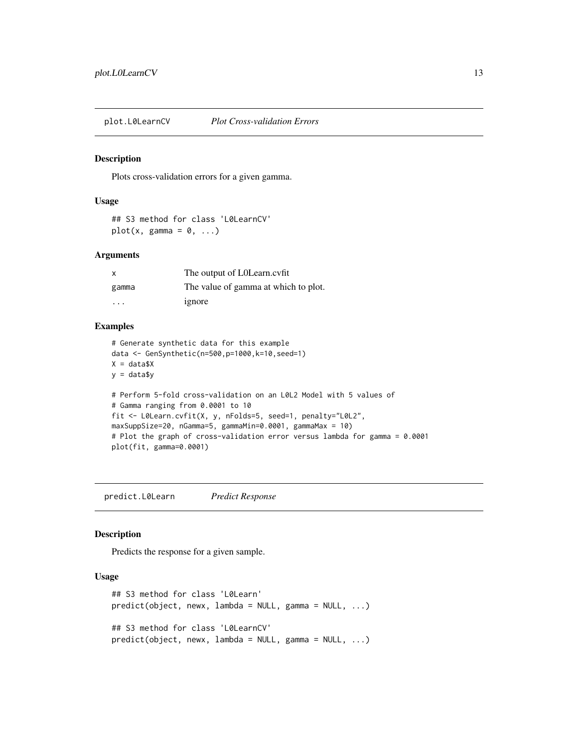## plot.L0LearnCV *Plot Cross-validation Errors*

### Description

Plots cross-validation errors for a given gamma.

### Usage

```
## S3 method for class 'L0LearnCV'
plot(x, gamma = 0, ...)
```

### Arguments

| | |
|---|---|
| x | The output of L0Learn.cvfit |
| gamma | The value of gamma at which to plot. |
| ... | ignore |

### Examples

```
# Generate synthetic data for this example
data <- GenSynthetic(n=500,p=1000,k=10,seed=1)
X = data$X
y = data$y

# Perform 5-fold cross-validation on an L0L2 Model with 5 values of
# Gamma ranging from 0.0001 to 10
fit <- L0Learn.cvfit(X, y, nFolds=5, seed=1, penalty="L0L2",
maxSuppSize=20, nGamma=5, gammaMin=0.0001, gammaMax = 10)
# Plot the graph of cross-validation error versus lambda for gamma = 0.0001
plot(fit, gamma=0.0001)
```

## predict.L0Learn *Predict Response*

### Description

Predicts the response for a given sample.

### Usage

```
## S3 method for class 'L0Learn'
predict(object, newx, lambda = NULL, gamma = NULL, ...)

## S3 method for class 'L0LearnCV'
predict(object, newx, lambda = NULL, gamma = NULL, ...)
```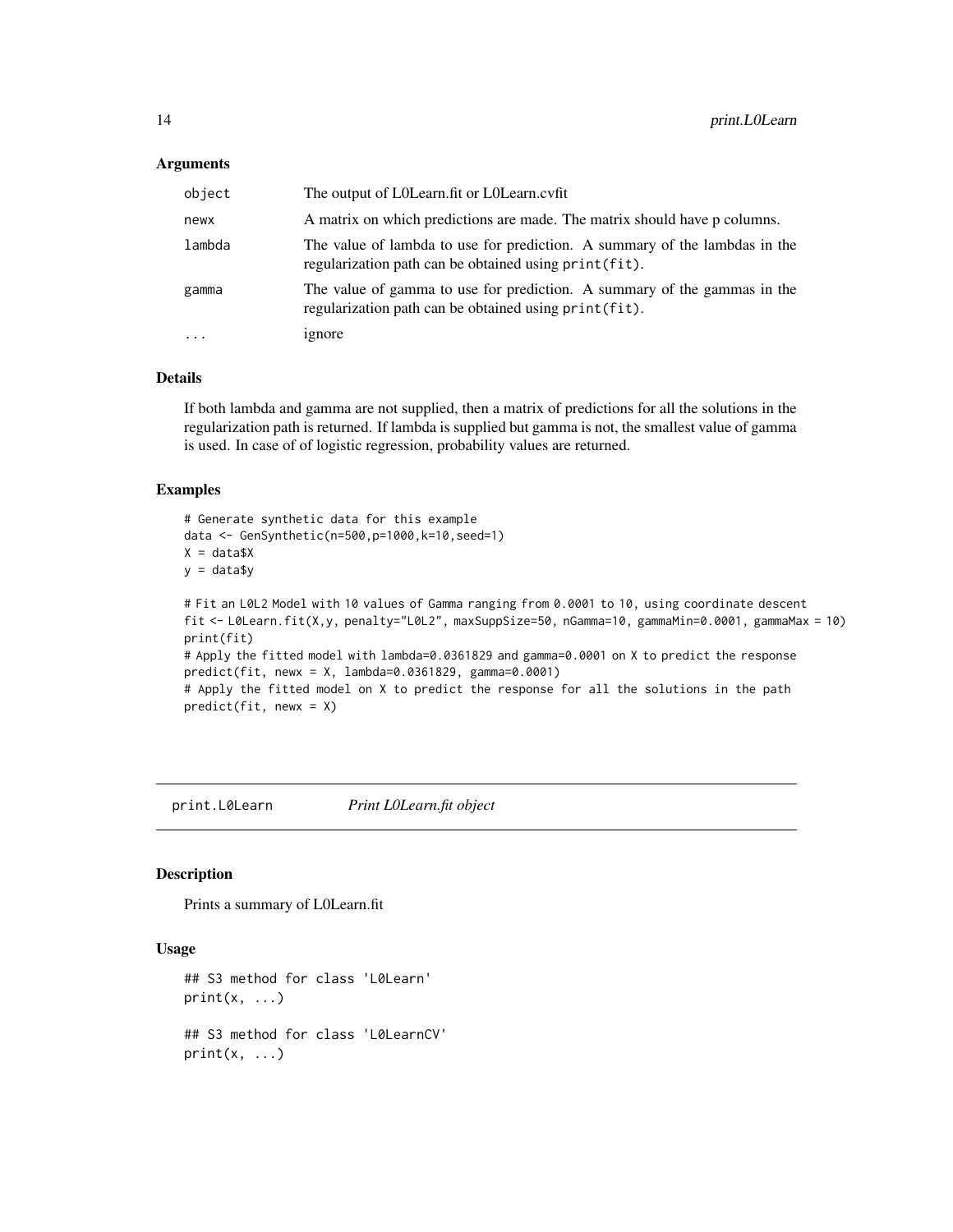### Arguments

| | |
|---|---|
| `object` | The output of L0Learn.fit or L0Learn.cvfit |
| `newx` | A matrix on which predictions are made. The matrix should have p columns. |
| `lambda` | The value of lambda to use for prediction. A summary of the lambdas in the regularization path can be obtained using `print(fit)`. |
| `gamma` | The value of gamma to use for prediction. A summary of the gammas in the regularization path can be obtained using `print(fit)`. |
| `...` | ignore |

### Details

If both lambda and gamma are not supplied, then a matrix of predictions for all the solutions in the regularization path is returned. If lambda is supplied but gamma is not, the smallest value of gamma is used. In case of of logistic regression, probability values are returned.

### Examples

```
# Generate synthetic data for this example
data <- GenSynthetic(n=500,p=1000,k=10,seed=1)
X = data$X
y = data$y

# Fit an L0L2 Model with 10 values of Gamma ranging from 0.0001 to 10, using coordinate descent
fit <- L0Learn.fit(X,y, penalty="L0L2", maxSuppSize=50, nGamma=10, gammaMin=0.0001, gammaMax = 10)
print(fit)
# Apply the fitted model with lambda=0.0361829 and gamma=0.0001 on X to predict the response
predict(fit, newx = X, lambda=0.0361829, gamma=0.0001)
# Apply the fitted model on X to predict the response for all the solutions in the path
predict(fit, newx = X)
```

---

## print.L0Learn — *Print L0Learn.fit object*

### Description

Prints a summary of L0Learn.fit

### Usage

```
## S3 method for class 'L0Learn'
print(x, ...)

## S3 method for class 'L0LearnCV'
print(x, ...)
```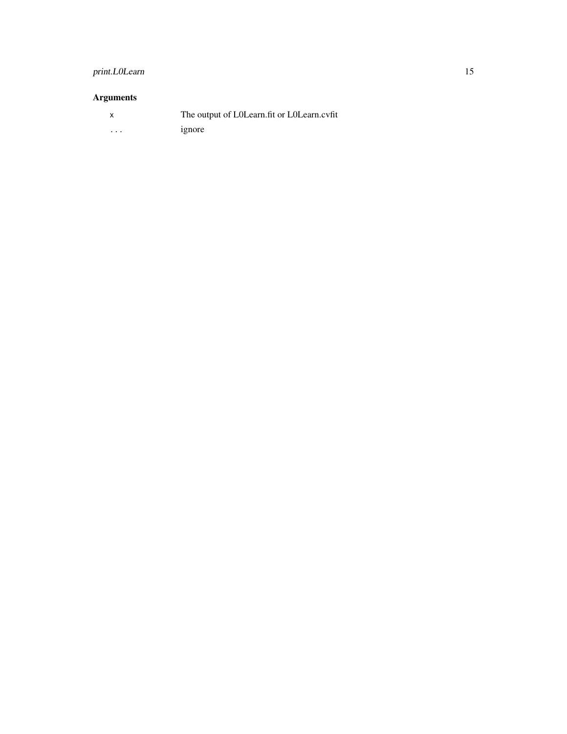## Arguments

| | |
|---|---|
| `x` | The output of L0Learn.fit or L0Learn.cvfit |
| ... | ignore |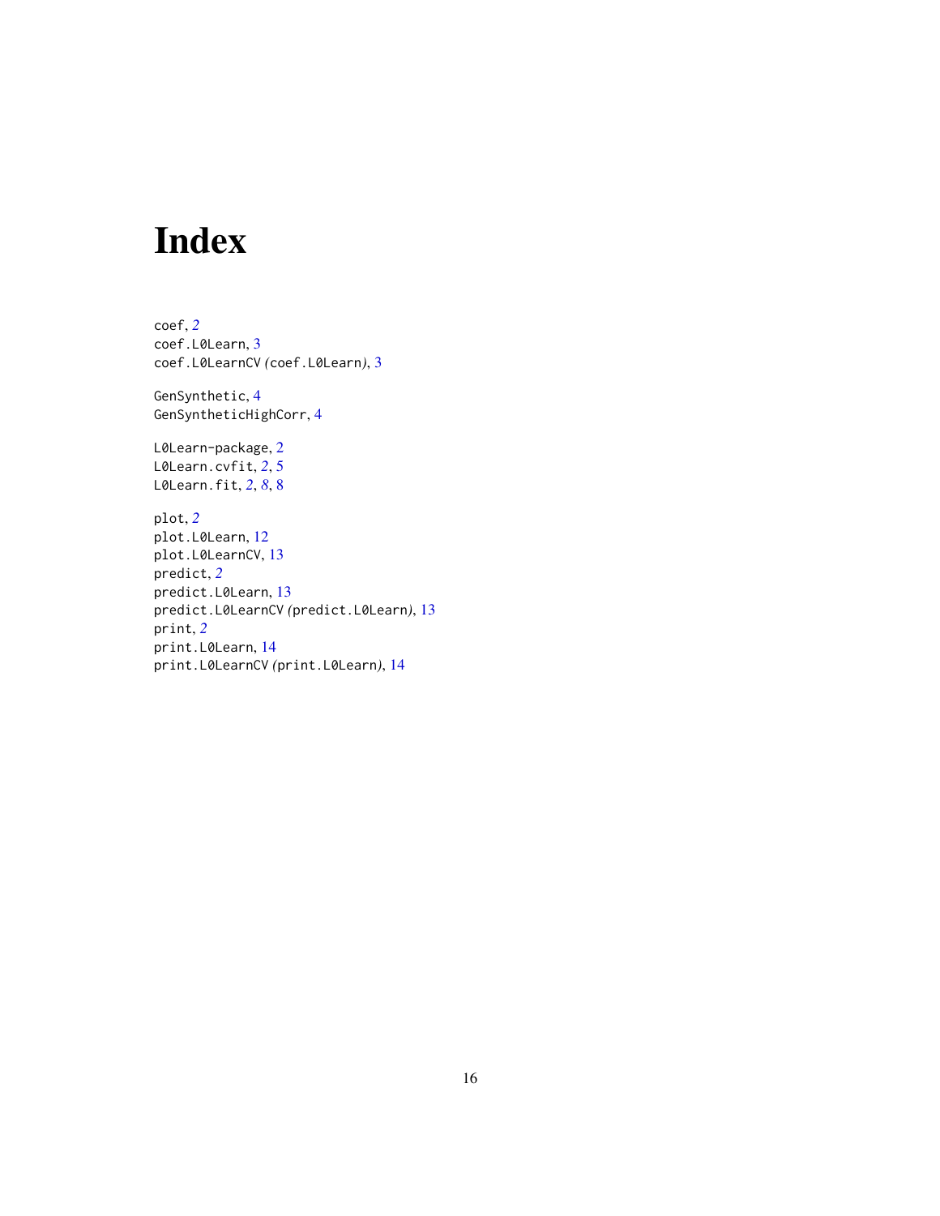# Index

coef, *2*
coef.L0Learn, 3
coef.L0LearnCV *(*coef.L0Learn*)*, 3

GenSynthetic, 4
GenSyntheticHighCorr, 4

L0Learn-package, 2
L0Learn.cvfit, *2*, 5
L0Learn.fit, *2*, *8*, 8

plot, *2*
plot.L0Learn, 12
plot.L0LearnCV, 13
predict, *2*
predict.L0Learn, 13
predict.L0LearnCV *(*predict.L0Learn*)*, 13
print, *2*
print.L0Learn, 14
print.L0LearnCV *(*print.L0Learn*)*, 14